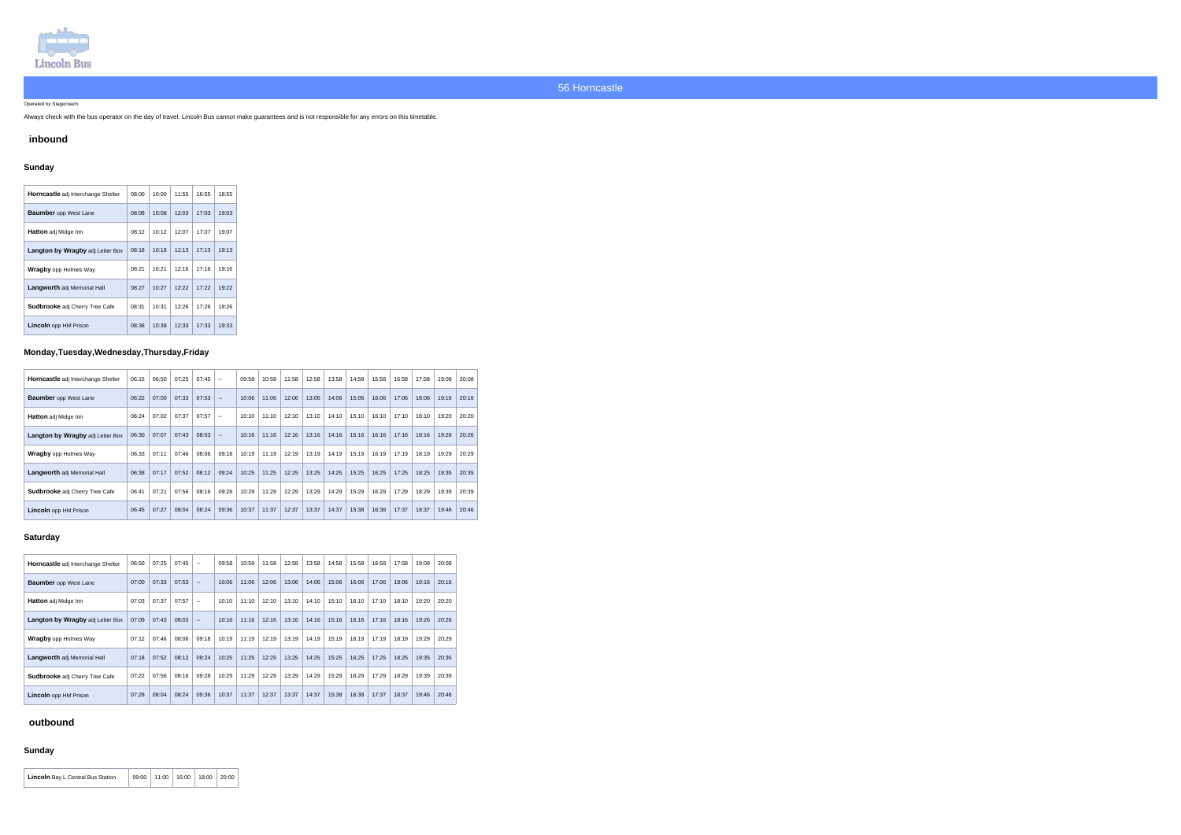Lincoln Bus

# 56 Horncastle

Operated by Stagecoach

Always check with the bus operator on the day of travel. Lincoln Bus cannot make guarantees and is not responsible for any errors on this timetable.

## inbound

### Sunday

| | | | | | |
|---|---|---|---|---|---|
| **Horncastle** adj Interchange Shelter | 08:00 | 10:00 | 11:55 | 16:55 | 18:55 |
| **Baumber** opp West Lane | 08:08 | 10:08 | 12:03 | 17:03 | 19:03 |
| **Hatton** adj Midge Inn | 08:12 | 10:12 | 12:07 | 17:07 | 19:07 |
| **Langton by Wragby** adj Letter Box | 08:18 | 10:18 | 12:13 | 17:13 | 19:13 |
| **Wragby** opp Holmes Way | 08:21 | 10:21 | 12:16 | 17:16 | 19:16 |
| **Langworth** adj Memorial Hall | 08:27 | 10:27 | 12:22 | 17:22 | 19:22 |
| **Sudbrooke** adj Cherry Tree Cafe | 08:31 | 10:31 | 12:26 | 17:26 | 19:26 |
| **Lincoln** opp HM Prison | 08:38 | 10:38 | 12:33 | 17:33 | 19:33 |

### Monday,Tuesday,Wednesday,Thursday,Friday

| | | | | | | | | | | | | | | | | | |
|---|---|---|---|---|---|---|---|---|---|---|---|---|---|---|---|---|---|
| **Horncastle** adj Interchange Shelter | 06:15 | 06:50 | 07:25 | 07:45 | -- | 09:58 | 10:58 | 11:58 | 12:58 | 13:58 | 14:58 | 15:58 | 16:58 | 17:58 | 19:08 | 20:08 |
| **Baumber** opp West Lane | 06:22 | 07:00 | 07:33 | 07:53 | -- | 10:06 | 11:06 | 12:06 | 13:06 | 14:06 | 15:06 | 16:06 | 17:06 | 18:06 | 19:16 | 20:16 |
| **Hatton** adj Midge Inn | 06:24 | 07:02 | 07:37 | 07:57 | -- | 10:10 | 11:10 | 12:10 | 13:10 | 14:10 | 15:10 | 16:10 | 17:10 | 18:10 | 19:20 | 20:20 |
| **Langton by Wragby** adj Letter Box | 06:30 | 07:07 | 07:43 | 08:03 | -- | 10:16 | 11:16 | 12:16 | 13:16 | 14:16 | 15:16 | 16:16 | 17:16 | 18:16 | 19:26 | 20:26 |
| **Wragby** opp Holmes Way | 06:33 | 07:11 | 07:46 | 08:06 | 09:18 | 10:19 | 11:19 | 12:19 | 13:19 | 14:19 | 15:19 | 16:19 | 17:19 | 18:19 | 19:29 | 20:29 |
| **Langworth** adj Memorial Hall | 06:38 | 07:17 | 07:52 | 08:12 | 09:24 | 10:25 | 11:25 | 12:25 | 13:25 | 14:25 | 15:25 | 16:25 | 17:25 | 18:25 | 19:35 | 20:35 |
| **Sudbrooke** adj Cherry Tree Cafe | 06:41 | 07:21 | 07:56 | 08:16 | 09:28 | 10:29 | 11:29 | 12:29 | 13:29 | 14:29 | 15:29 | 16:29 | 17:29 | 18:29 | 19:39 | 20:39 |
| **Lincoln** opp HM Prison | 06:45 | 07:27 | 08:04 | 08:24 | 09:36 | 10:37 | 11:37 | 12:37 | 13:37 | 14:37 | 15:38 | 16:38 | 17:37 | 18:37 | 19:46 | 20:46 |

### Saturday

| | | | | | | | | | | | | | | | |
|---|---|---|---|---|---|---|---|---|---|---|---|---|---|---|---|
| **Horncastle** adj Interchange Shelter | 06:50 | 07:25 | 07:45 | -- | 09:58 | 10:58 | 11:58 | 12:58 | 13:58 | 14:58 | 15:58 | 16:58 | 17:58 | 19:08 | 20:08 |
| **Baumber** opp West Lane | 07:00 | 07:33 | 07:53 | -- | 10:06 | 11:06 | 12:06 | 13:06 | 14:06 | 15:06 | 16:06 | 17:06 | 18:06 | 19:16 | 20:16 |
| **Hatton** adj Midge Inn | 07:03 | 07:37 | 07:57 | -- | 10:10 | 11:10 | 12:10 | 13:10 | 14:10 | 15:10 | 16:10 | 17:10 | 18:10 | 19:20 | 20:20 |
| **Langton by Wragby** adj Letter Box | 07:09 | 07:43 | 08:03 | -- | 10:16 | 11:16 | 12:16 | 13:16 | 14:16 | 15:16 | 16:16 | 17:16 | 18:16 | 19:26 | 20:26 |
| **Wragby** opp Holmes Way | 07:12 | 07:46 | 08:06 | 09:18 | 10:19 | 11:19 | 12:19 | 13:19 | 14:19 | 15:19 | 16:19 | 17:19 | 18:19 | 19:29 | 20:29 |
| **Langworth** adj Memorial Hall | 07:18 | 07:52 | 08:12 | 09:24 | 10:25 | 11:25 | 12:25 | 13:25 | 14:25 | 15:25 | 16:25 | 17:25 | 18:25 | 19:35 | 20:35 |
| **Sudbrooke** adj Cherry Tree Cafe | 07:22 | 07:56 | 08:16 | 09:28 | 10:29 | 11:29 | 12:29 | 13:29 | 14:29 | 15:29 | 16:29 | 17:29 | 18:29 | 19:39 | 20:39 |
| **Lincoln** opp HM Prison | 07:28 | 08:04 | 08:24 | 09:36 | 10:37 | 11:37 | 12:37 | 13:37 | 14:37 | 15:38 | 16:38 | 17:37 | 18:37 | 19:46 | 20:46 |

## outbound

### Sunday

| | | | | | |
|---|---|---|---|---|---|
| **Lincoln** Bay L Central Bus Station | 09:00 | 11:00 | 16:00 | 18:00 | 20:00 |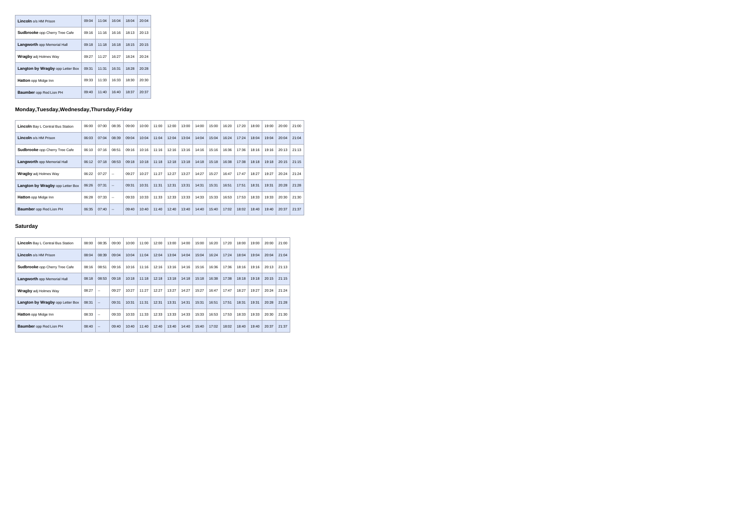| | | | | | |
|---|---|---|---|---|---|
| **Lincoln** o/s HM Prison | 09:04 | 11:04 | 16:04 | 18:04 | 20:04 |
| **Sudbrooke** opp Cherry Tree Cafe | 09:16 | 11:16 | 16:16 | 18:13 | 20:13 |
| **Langworth** opp Memorial Hall | 09:18 | 11:18 | 16:18 | 18:15 | 20:15 |
| **Wragby** adj Holmes Way | 09:27 | 11:27 | 16:27 | 18:24 | 20:24 |
| **Langton by Wragby** opp Letter Box | 09:31 | 11:31 | 16:31 | 18:28 | 20:28 |
| **Hatton** opp Midge Inn | 09:33 | 11:33 | 16:33 | 18:30 | 20:30 |
| **Baumber** opp Red Lion PH | 09:40 | 11:40 | 16:40 | 18:37 | 20:37 |

### Monday,Tuesday,Wednesday,Thursday,Friday

| | | | | | | | | | | | | | | | | | |
|---|---|---|---|---|---|---|---|---|---|---|---|---|---|---|---|---|---|
| **Lincoln** Bay L Central Bus Station | 06:00 | 07:00 | 08:35 | 09:00 | 10:00 | 11:00 | 12:00 | 13:00 | 14:00 | 15:00 | 16:20 | 17:20 | 18:00 | 19:00 | 20:00 | 21:00 |
| **Lincoln** o/s HM Prison | 06:03 | 07:04 | 08:39 | 09:04 | 10:04 | 11:04 | 12:04 | 13:04 | 14:04 | 15:04 | 16:24 | 17:24 | 18:04 | 19:04 | 20:04 | 21:04 |
| **Sudbrooke** opp Cherry Tree Cafe | 06:10 | 07:16 | 08:51 | 09:16 | 10:16 | 11:16 | 12:16 | 13:16 | 14:16 | 15:16 | 16:36 | 17:36 | 18:16 | 19:16 | 20:13 | 21:13 |
| **Langworth** opp Memorial Hall | 06:12 | 07:18 | 08:53 | 09:18 | 10:18 | 11:18 | 12:18 | 13:18 | 14:18 | 15:18 | 16:38 | 17:38 | 18:18 | 19:18 | 20:15 | 21:15 |
| **Wragby** adj Holmes Way | 06:22 | 07:27 | -- | 09:27 | 10:27 | 11:27 | 12:27 | 13:27 | 14:27 | 15:27 | 16:47 | 17:47 | 18:27 | 19:27 | 20:24 | 21:24 |
| **Langton by Wragby** opp Letter Box | 06:26 | 07:31 | -- | 09:31 | 10:31 | 11:31 | 12:31 | 13:31 | 14:31 | 15:31 | 16:51 | 17:51 | 18:31 | 19:31 | 20:28 | 21:28 |
| **Hatton** opp Midge Inn | 06:28 | 07:33 | -- | 09:33 | 10:33 | 11:33 | 12:33 | 13:33 | 14:33 | 15:33 | 16:53 | 17:53 | 18:33 | 19:33 | 20:30 | 21:30 |
| **Baumber** opp Red Lion PH | 06:35 | 07:40 | -- | 09:40 | 10:40 | 11:40 | 12:40 | 13:40 | 14:40 | 15:40 | 17:02 | 18:02 | 18:40 | 19:40 | 20:37 | 21:37 |

### Saturday

| | | | | | | | | | | | | | | | |
|---|---|---|---|---|---|---|---|---|---|---|---|---|---|---|---|
| **Lincoln** Bay L Central Bus Station | 08:00 | 08:35 | 09:00 | 10:00 | 11:00 | 12:00 | 13:00 | 14:00 | 15:00 | 16:20 | 17:20 | 18:00 | 19:00 | 20:00 | 21:00 |
| **Lincoln** o/s HM Prison | 08:04 | 08:39 | 09:04 | 10:04 | 11:04 | 12:04 | 13:04 | 14:04 | 15:04 | 16:24 | 17:24 | 18:04 | 19:04 | 20:04 | 21:04 |
| **Sudbrooke** opp Cherry Tree Cafe | 08:16 | 08:51 | 09:16 | 10:16 | 11:16 | 12:16 | 13:16 | 14:16 | 15:16 | 16:36 | 17:36 | 18:16 | 19:16 | 20:13 | 21:13 |
| **Langworth** opp Memorial Hall | 08:18 | 08:53 | 09:18 | 10:18 | 11:18 | 12:18 | 13:18 | 14:18 | 15:18 | 16:38 | 17:38 | 18:18 | 19:18 | 20:15 | 21:15 |
| **Wragby** adj Holmes Way | 08:27 | -- | 09:27 | 10:27 | 11:27 | 12:27 | 13:27 | 14:27 | 15:27 | 16:47 | 17:47 | 18:27 | 19:27 | 20:24 | 21:24 |
| **Langton by Wragby** opp Letter Box | 08:31 | -- | 09:31 | 10:31 | 11:31 | 12:31 | 13:31 | 14:31 | 15:31 | 16:51 | 17:51 | 18:31 | 19:31 | 20:28 | 21:28 |
| **Hatton** opp Midge Inn | 08:33 | -- | 09:33 | 10:33 | 11:33 | 12:33 | 13:33 | 14:33 | 15:33 | 16:53 | 17:53 | 18:33 | 19:33 | 20:30 | 21:30 |
| **Baumber** opp Red Lion PH | 08:40 | -- | 09:40 | 10:40 | 11:40 | 12:40 | 13:40 | 14:40 | 15:40 | 17:02 | 18:02 | 18:40 | 19:40 | 20:37 | 21:37 |